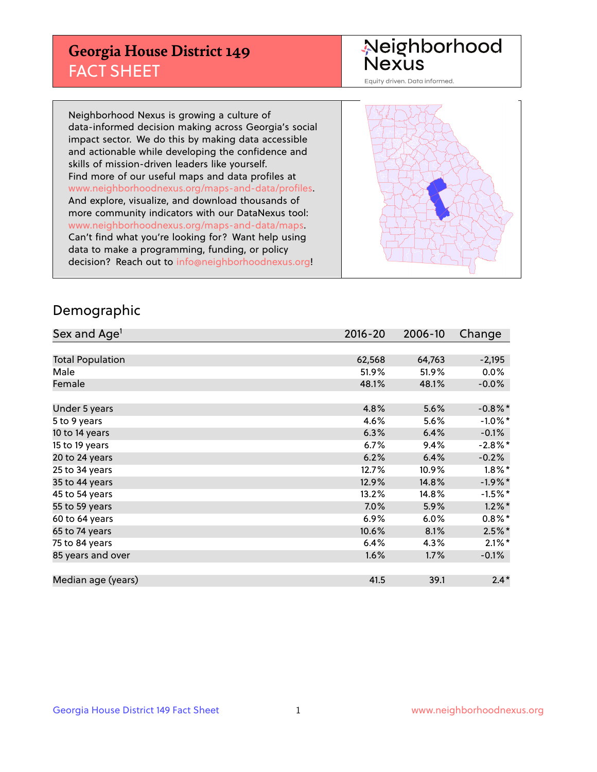# Georgia House District 149
## FACT SHEET

**Neighborhood Nexus**
Equity driven. Data informed.

Neighborhood Nexus is growing a culture of data-informed decision making across Georgia's social impact sector. We do this by making data accessible and actionable while developing the confidence and skills of mission-driven leaders like yourself. Find more of our useful maps and data profiles at www.neighborhoodnexus.org/maps-and-data/profiles. And explore, visualize, and download thousands of more community indicators with our DataNexus tool: www.neighborhoodnexus.org/maps-and-data/maps. Can't find what you're looking for? Want help using data to make a programming, funding, or policy decision? Reach out to info@neighborhoodnexus.org!

## Demographic

| Sex and Age[1] | 2016-20 | 2006-10 | Change |
|---|---|---|---|
| Total Population | 62,568 | 64,763 | -2,195 |
| Male | 51.9% | 51.9% | 0.0% |
| Female | 48.1% | 48.1% | -0.0% |
| | | | |
| Under 5 years | 4.8% | 5.6% | -0.8%* |
| 5 to 9 years | 4.6% | 5.6% | -1.0%* |
| 10 to 14 years | 6.3% | 6.4% | -0.1% |
| 15 to 19 years | 6.7% | 9.4% | -2.8%* |
| 20 to 24 years | 6.2% | 6.4% | -0.2% |
| 25 to 34 years | 12.7% | 10.9% | 1.8%* |
| 35 to 44 years | 12.9% | 14.8% | -1.9%* |
| 45 to 54 years | 13.2% | 14.8% | -1.5%* |
| 55 to 59 years | 7.0% | 5.9% | 1.2%* |
| 60 to 64 years | 6.9% | 6.0% | 0.8%* |
| 65 to 74 years | 10.6% | 8.1% | 2.5%* |
| 75 to 84 years | 6.4% | 4.3% | 2.1%* |
| 85 years and over | 1.6% | 1.7% | -0.1% |
| | | | |
| Median age (years) | 41.5 | 39.1 | 2.4* |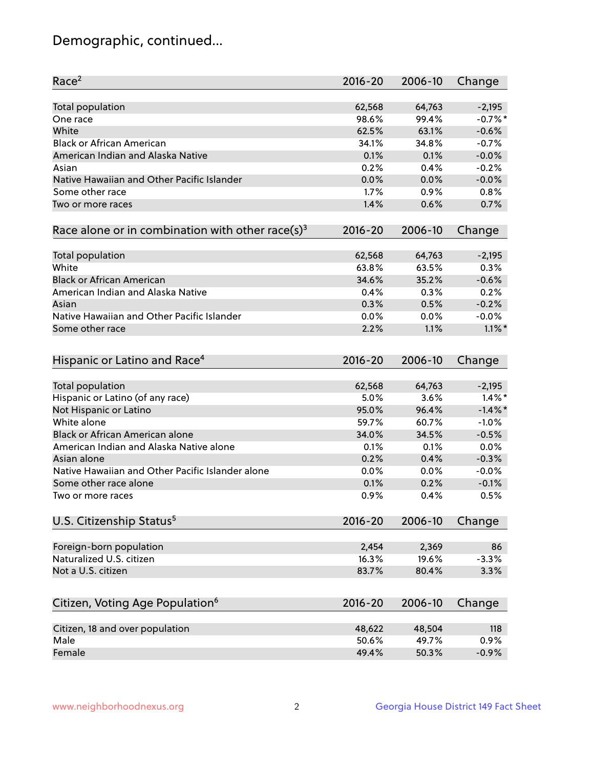## Demographic, continued...

| Race[2] | 2016-20 | 2006-10 | Change |
|---|---|---|---|
| Total population | 62,568 | 64,763 | -2,195 |
| One race | 98.6% | 99.4% | -0.7%* |
| White | 62.5% | 63.1% | -0.6% |
| Black or African American | 34.1% | 34.8% | -0.7% |
| American Indian and Alaska Native | 0.1% | 0.1% | -0.0% |
| Asian | 0.2% | 0.4% | -0.2% |
| Native Hawaiian and Other Pacific Islander | 0.0% | 0.0% | -0.0% |
| Some other race | 1.7% | 0.9% | 0.8% |
| Two or more races | 1.4% | 0.6% | 0.7% |

| Race alone or in combination with other race(s)[3] | 2016-20 | 2006-10 | Change |
|---|---|---|---|
| Total population | 62,568 | 64,763 | -2,195 |
| White | 63.8% | 63.5% | 0.3% |
| Black or African American | 34.6% | 35.2% | -0.6% |
| American Indian and Alaska Native | 0.4% | 0.3% | 0.2% |
| Asian | 0.3% | 0.5% | -0.2% |
| Native Hawaiian and Other Pacific Islander | 0.0% | 0.0% | -0.0% |
| Some other race | 2.2% | 1.1% | 1.1%* |

| Hispanic or Latino and Race[4] | 2016-20 | 2006-10 | Change |
|---|---|---|---|
| Total population | 62,568 | 64,763 | -2,195 |
| Hispanic or Latino (of any race) | 5.0% | 3.6% | 1.4%* |
| Not Hispanic or Latino | 95.0% | 96.4% | -1.4%* |
| White alone | 59.7% | 60.7% | -1.0% |
| Black or African American alone | 34.0% | 34.5% | -0.5% |
| American Indian and Alaska Native alone | 0.1% | 0.1% | 0.0% |
| Asian alone | 0.2% | 0.4% | -0.3% |
| Native Hawaiian and Other Pacific Islander alone | 0.0% | 0.0% | -0.0% |
| Some other race alone | 0.1% | 0.2% | -0.1% |
| Two or more races | 0.9% | 0.4% | 0.5% |

| U.S. Citizenship Status[5] | 2016-20 | 2006-10 | Change |
|---|---|---|---|
| Foreign-born population | 2,454 | 2,369 | 86 |
| Naturalized U.S. citizen | 16.3% | 19.6% | -3.3% |
| Not a U.S. citizen | 83.7% | 80.4% | 3.3% |

| Citizen, Voting Age Population[6] | 2016-20 | 2006-10 | Change |
|---|---|---|---|
| Citizen, 18 and over population | 48,622 | 48,504 | 118 |
| Male | 50.6% | 49.7% | 0.9% |
| Female | 49.4% | 50.3% | -0.9% |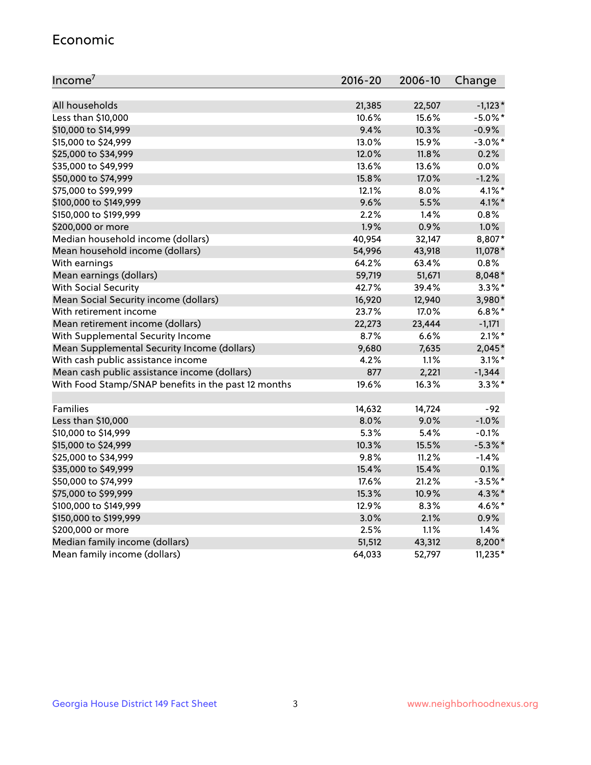## Economic

| Income[7] | 2016-20 | 2006-10 | Change |
|---|---|---|---|
| All households | 21,385 | 22,507 | -1,123* |
| Less than $10,000 | 10.6% | 15.6% | -5.0%* |
| $10,000 to $14,999 | 9.4% | 10.3% | -0.9% |
| $15,000 to $24,999 | 13.0% | 15.9% | -3.0%* |
| $25,000 to $34,999 | 12.0% | 11.8% | 0.2% |
| $35,000 to $49,999 | 13.6% | 13.6% | 0.0% |
| $50,000 to $74,999 | 15.8% | 17.0% | -1.2% |
| $75,000 to $99,999 | 12.1% | 8.0% | 4.1%* |
| $100,000 to $149,999 | 9.6% | 5.5% | 4.1%* |
| $150,000 to $199,999 | 2.2% | 1.4% | 0.8% |
| $200,000 or more | 1.9% | 0.9% | 1.0% |
| Median household income (dollars) | 40,954 | 32,147 | 8,807* |
| Mean household income (dollars) | 54,996 | 43,918 | 11,078* |
| With earnings | 64.2% | 63.4% | 0.8% |
| Mean earnings (dollars) | 59,719 | 51,671 | 8,048* |
| With Social Security | 42.7% | 39.4% | 3.3%* |
| Mean Social Security income (dollars) | 16,920 | 12,940 | 3,980* |
| With retirement income | 23.7% | 17.0% | 6.8%* |
| Mean retirement income (dollars) | 22,273 | 23,444 | -1,171 |
| With Supplemental Security Income | 8.7% | 6.6% | 2.1%* |
| Mean Supplemental Security Income (dollars) | 9,680 | 7,635 | 2,045* |
| With cash public assistance income | 4.2% | 1.1% | 3.1%* |
| Mean cash public assistance income (dollars) | 877 | 2,221 | -1,344 |
| With Food Stamp/SNAP benefits in the past 12 months | 19.6% | 16.3% | 3.3%* |
| | | | |
| Families | 14,632 | 14,724 | -92 |
| Less than $10,000 | 8.0% | 9.0% | -1.0% |
| $10,000 to $14,999 | 5.3% | 5.4% | -0.1% |
| $15,000 to $24,999 | 10.3% | 15.5% | -5.3%* |
| $25,000 to $34,999 | 9.8% | 11.2% | -1.4% |
| $35,000 to $49,999 | 15.4% | 15.4% | 0.1% |
| $50,000 to $74,999 | 17.6% | 21.2% | -3.5%* |
| $75,000 to $99,999 | 15.3% | 10.9% | 4.3%* |
| $100,000 to $149,999 | 12.9% | 8.3% | 4.6%* |
| $150,000 to $199,999 | 3.0% | 2.1% | 0.9% |
| $200,000 or more | 2.5% | 1.1% | 1.4% |
| Median family income (dollars) | 51,512 | 43,312 | 8,200* |
| Mean family income (dollars) | 64,033 | 52,797 | 11,235* |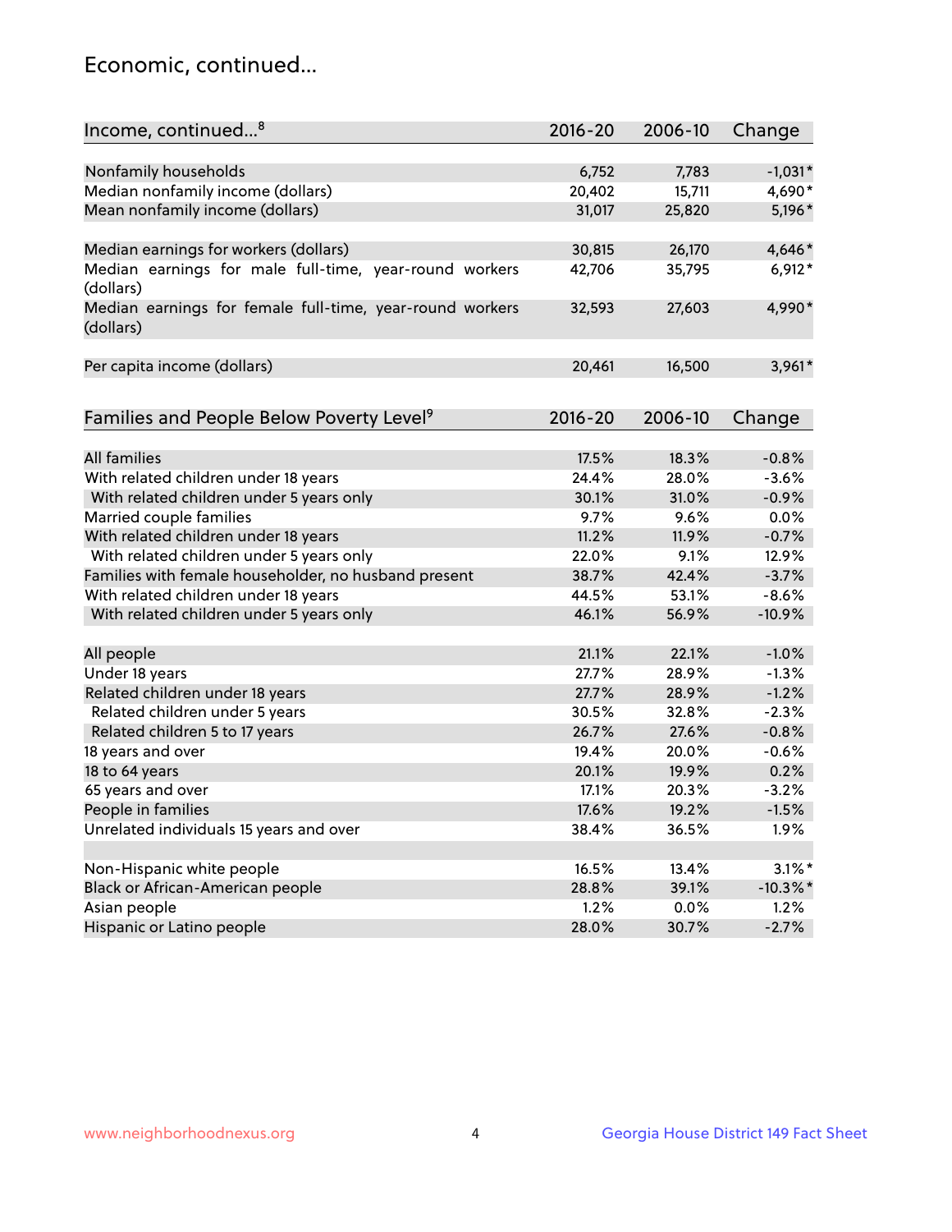## Economic, continued...

| Income, continued...[8] | 2016-20 | 2006-10 | Change |
|---|---|---|---|
| Nonfamily households | 6,752 | 7,783 | -1,031* |
| Median nonfamily income (dollars) | 20,402 | 15,711 | 4,690* |
| Mean nonfamily income (dollars) | 31,017 | 25,820 | 5,196* |
| Median earnings for workers (dollars) | 30,815 | 26,170 | 4,646* |
| Median earnings for male full-time, year-round workers (dollars) | 42,706 | 35,795 | 6,912* |
| Median earnings for female full-time, year-round workers (dollars) | 32,593 | 27,603 | 4,990* |
| Per capita income (dollars) | 20,461 | 16,500 | 3,961* |

| Families and People Below Poverty Level[9] | 2016-20 | 2006-10 | Change |
|---|---|---|---|
| All families | 17.5% | 18.3% | -0.8% |
| With related children under 18 years | 24.4% | 28.0% | -3.6% |
| With related children under 5 years only | 30.1% | 31.0% | -0.9% |
| Married couple families | 9.7% | 9.6% | 0.0% |
| With related children under 18 years | 11.2% | 11.9% | -0.7% |
| With related children under 5 years only | 22.0% | 9.1% | 12.9% |
| Families with female householder, no husband present | 38.7% | 42.4% | -3.7% |
| With related children under 18 years | 44.5% | 53.1% | -8.6% |
| With related children under 5 years only | 46.1% | 56.9% | -10.9% |
| All people | 21.1% | 22.1% | -1.0% |
| Under 18 years | 27.7% | 28.9% | -1.3% |
| Related children under 18 years | 27.7% | 28.9% | -1.2% |
| Related children under 5 years | 30.5% | 32.8% | -2.3% |
| Related children 5 to 17 years | 26.7% | 27.6% | -0.8% |
| 18 years and over | 19.4% | 20.0% | -0.6% |
| 18 to 64 years | 20.1% | 19.9% | 0.2% |
| 65 years and over | 17.1% | 20.3% | -3.2% |
| People in families | 17.6% | 19.2% | -1.5% |
| Unrelated individuals 15 years and over | 38.4% | 36.5% | 1.9% |
| Non-Hispanic white people | 16.5% | 13.4% | 3.1%* |
| Black or African-American people | 28.8% | 39.1% | -10.3%* |
| Asian people | 1.2% | 0.0% | 1.2% |
| Hispanic or Latino people | 28.0% | 30.7% | -2.7% |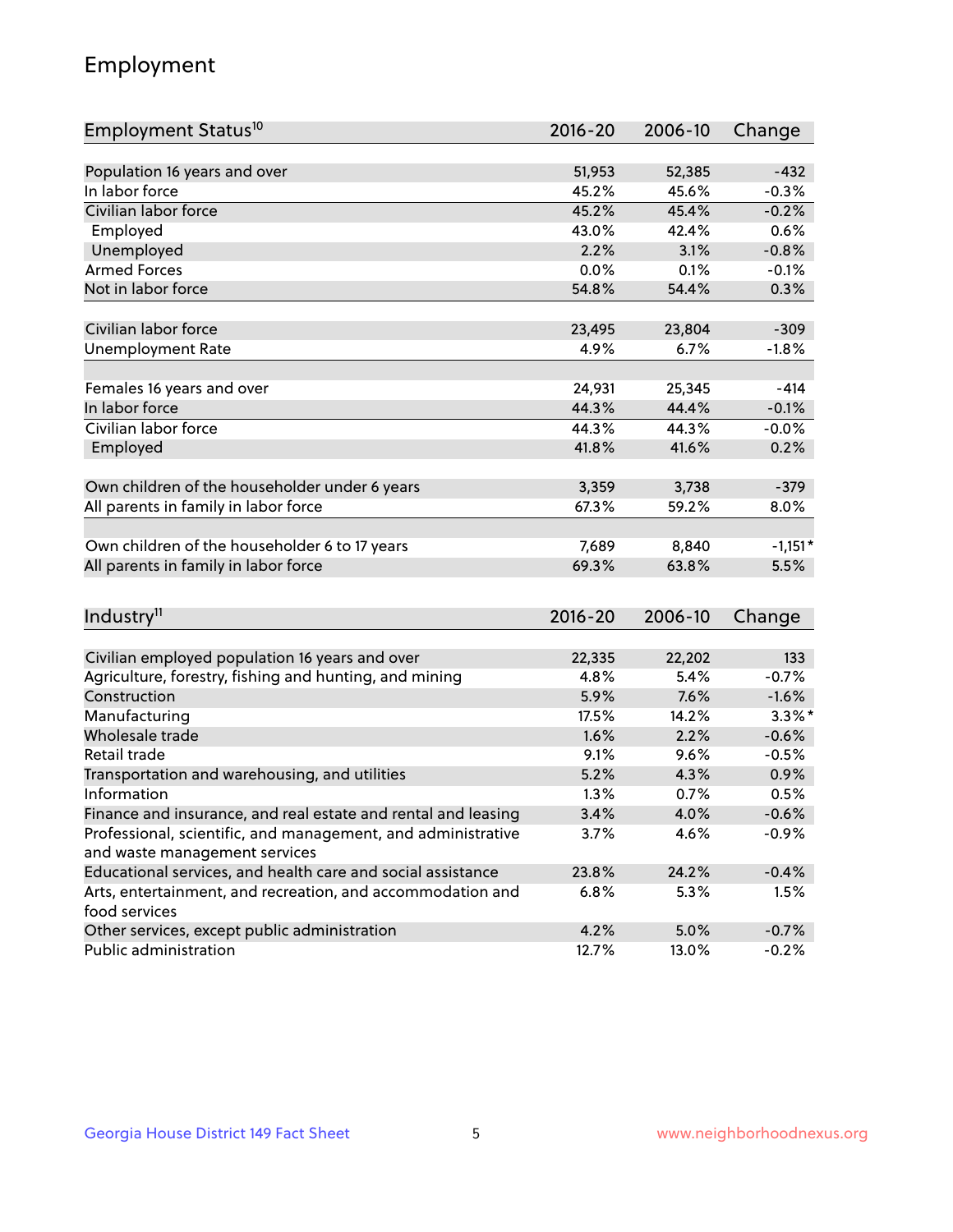## Employment

| Employment Status[10] | 2016-20 | 2006-10 | Change |
|---|---|---|---|
| Population 16 years and over | 51,953 | 52,385 | -432 |
| In labor force | 45.2% | 45.6% | -0.3% |
| Civilian labor force | 45.2% | 45.4% | -0.2% |
| Employed | 43.0% | 42.4% | 0.6% |
| Unemployed | 2.2% | 3.1% | -0.8% |
| Armed Forces | 0.0% | 0.1% | -0.1% |
| Not in labor force | 54.8% | 54.4% | 0.3% |
| | | | |
| Civilian labor force | 23,495 | 23,804 | -309 |
| Unemployment Rate | 4.9% | 6.7% | -1.8% |
| | | | |
| Females 16 years and over | 24,931 | 25,345 | -414 |
| In labor force | 44.3% | 44.4% | -0.1% |
| Civilian labor force | 44.3% | 44.3% | -0.0% |
| Employed | 41.8% | 41.6% | 0.2% |
| | | | |
| Own children of the householder under 6 years | 3,359 | 3,738 | -379 |
| All parents in family in labor force | 67.3% | 59.2% | 8.0% |
| | | | |
| Own children of the householder 6 to 17 years | 7,689 | 8,840 | -1,151* |
| All parents in family in labor force | 69.3% | 63.8% | 5.5% |

| Industry[11] | 2016-20 | 2006-10 | Change |
|---|---|---|---|
| Civilian employed population 16 years and over | 22,335 | 22,202 | 133 |
| Agriculture, forestry, fishing and hunting, and mining | 4.8% | 5.4% | -0.7% |
| Construction | 5.9% | 7.6% | -1.6% |
| Manufacturing | 17.5% | 14.2% | 3.3%* |
| Wholesale trade | 1.6% | 2.2% | -0.6% |
| Retail trade | 9.1% | 9.6% | -0.5% |
| Transportation and warehousing, and utilities | 5.2% | 4.3% | 0.9% |
| Information | 1.3% | 0.7% | 0.5% |
| Finance and insurance, and real estate and rental and leasing | 3.4% | 4.0% | -0.6% |
| Professional, scientific, and management, and administrative and waste management services | 3.7% | 4.6% | -0.9% |
| Educational services, and health care and social assistance | 23.8% | 24.2% | -0.4% |
| Arts, entertainment, and recreation, and accommodation and food services | 6.8% | 5.3% | 1.5% |
| Other services, except public administration | 4.2% | 5.0% | -0.7% |
| Public administration | 12.7% | 13.0% | -0.2% |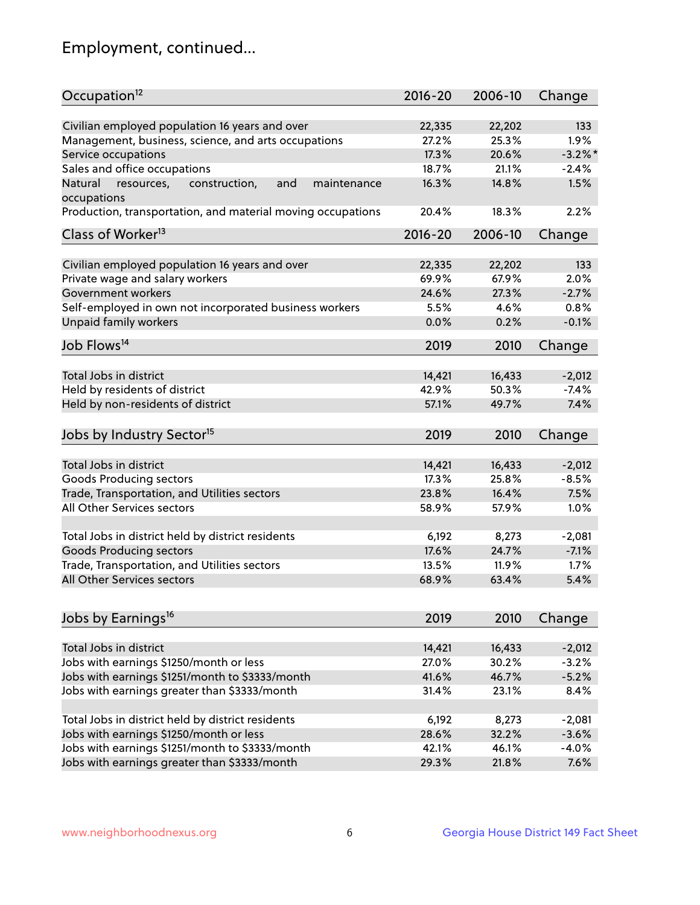## Employment, continued...

| Occupation[12] | 2016-20 | 2006-10 | Change |
|---|---|---|---|
| Civilian employed population 16 years and over | 22,335 | 22,202 | 133 |
| Management, business, science, and arts occupations | 27.2% | 25.3% | 1.9% |
| Service occupations | 17.3% | 20.6% | -3.2%* |
| Sales and office occupations | 18.7% | 21.1% | -2.4% |
| Natural resources, construction, and maintenance occupations | 16.3% | 14.8% | 1.5% |
| Production, transportation, and material moving occupations | 20.4% | 18.3% | 2.2% |

| Class of Worker[13] | 2016-20 | 2006-10 | Change |
|---|---|---|---|
| Civilian employed population 16 years and over | 22,335 | 22,202 | 133 |
| Private wage and salary workers | 69.9% | 67.9% | 2.0% |
| Government workers | 24.6% | 27.3% | -2.7% |
| Self-employed in own not incorporated business workers | 5.5% | 4.6% | 0.8% |
| Unpaid family workers | 0.0% | 0.2% | -0.1% |

| Job Flows[14] | 2019 | 2010 | Change |
|---|---|---|---|
| Total Jobs in district | 14,421 | 16,433 | -2,012 |
| Held by residents of district | 42.9% | 50.3% | -7.4% |
| Held by non-residents of district | 57.1% | 49.7% | 7.4% |

| Jobs by Industry Sector[15] | 2019 | 2010 | Change |
|---|---|---|---|
| Total Jobs in district | 14,421 | 16,433 | -2,012 |
| Goods Producing sectors | 17.3% | 25.8% | -8.5% |
| Trade, Transportation, and Utilities sectors | 23.8% | 16.4% | 7.5% |
| All Other Services sectors | 58.9% | 57.9% | 1.0% |
| | | | |
| Total Jobs in district held by district residents | 6,192 | 8,273 | -2,081 |
| Goods Producing sectors | 17.6% | 24.7% | -7.1% |
| Trade, Transportation, and Utilities sectors | 13.5% | 11.9% | 1.7% |
| All Other Services sectors | 68.9% | 63.4% | 5.4% |

| Jobs by Earnings[16] | 2019 | 2010 | Change |
|---|---|---|---|
| Total Jobs in district | 14,421 | 16,433 | -2,012 |
| Jobs with earnings $1250/month or less | 27.0% | 30.2% | -3.2% |
| Jobs with earnings $1251/month to $3333/month | 41.6% | 46.7% | -5.2% |
| Jobs with earnings greater than $3333/month | 31.4% | 23.1% | 8.4% |
| | | | |
| Total Jobs in district held by district residents | 6,192 | 8,273 | -2,081 |
| Jobs with earnings $1250/month or less | 28.6% | 32.2% | -3.6% |
| Jobs with earnings $1251/month to $3333/month | 42.1% | 46.1% | -4.0% |
| Jobs with earnings greater than $3333/month | 29.3% | 21.8% | 7.6% |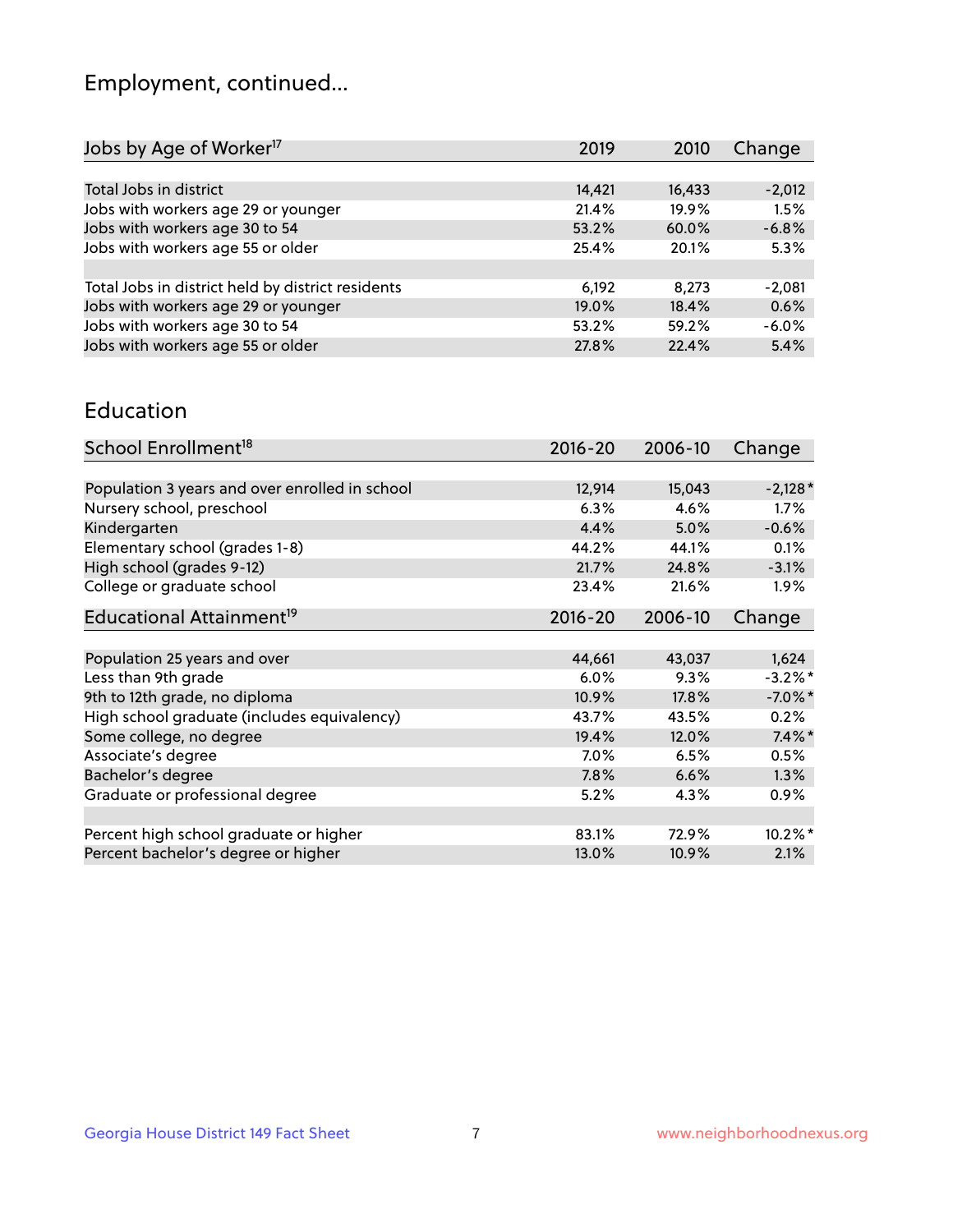## Employment, continued...

| Jobs by Age of Worker[17] | 2019 | 2010 | Change |
|---|---|---|---|
| Total Jobs in district | 14,421 | 16,433 | -2,012 |
| Jobs with workers age 29 or younger | 21.4% | 19.9% | 1.5% |
| Jobs with workers age 30 to 54 | 53.2% | 60.0% | -6.8% |
| Jobs with workers age 55 or older | 25.4% | 20.1% | 5.3% |
| | | | |
| Total Jobs in district held by district residents | 6,192 | 8,273 | -2,081 |
| Jobs with workers age 29 or younger | 19.0% | 18.4% | 0.6% |
| Jobs with workers age 30 to 54 | 53.2% | 59.2% | -6.0% |
| Jobs with workers age 55 or older | 27.8% | 22.4% | 5.4% |

## Education

| School Enrollment[18] | 2016-20 | 2006-10 | Change |
|---|---|---|---|
| Population 3 years and over enrolled in school | 12,914 | 15,043 | -2,128* |
| Nursery school, preschool | 6.3% | 4.6% | 1.7% |
| Kindergarten | 4.4% | 5.0% | -0.6% |
| Elementary school (grades 1-8) | 44.2% | 44.1% | 0.1% |
| High school (grades 9-12) | 21.7% | 24.8% | -3.1% |
| College or graduate school | 23.4% | 21.6% | 1.9% |

| Educational Attainment[19] | 2016-20 | 2006-10 | Change |
|---|---|---|---|
| Population 25 years and over | 44,661 | 43,037 | 1,624 |
| Less than 9th grade | 6.0% | 9.3% | -3.2%* |
| 9th to 12th grade, no diploma | 10.9% | 17.8% | -7.0%* |
| High school graduate (includes equivalency) | 43.7% | 43.5% | 0.2% |
| Some college, no degree | 19.4% | 12.0% | 7.4%* |
| Associate's degree | 7.0% | 6.5% | 0.5% |
| Bachelor's degree | 7.8% | 6.6% | 1.3% |
| Graduate or professional degree | 5.2% | 4.3% | 0.9% |
| | | | |
| Percent high school graduate or higher | 83.1% | 72.9% | 10.2%* |
| Percent bachelor's degree or higher | 13.0% | 10.9% | 2.1% |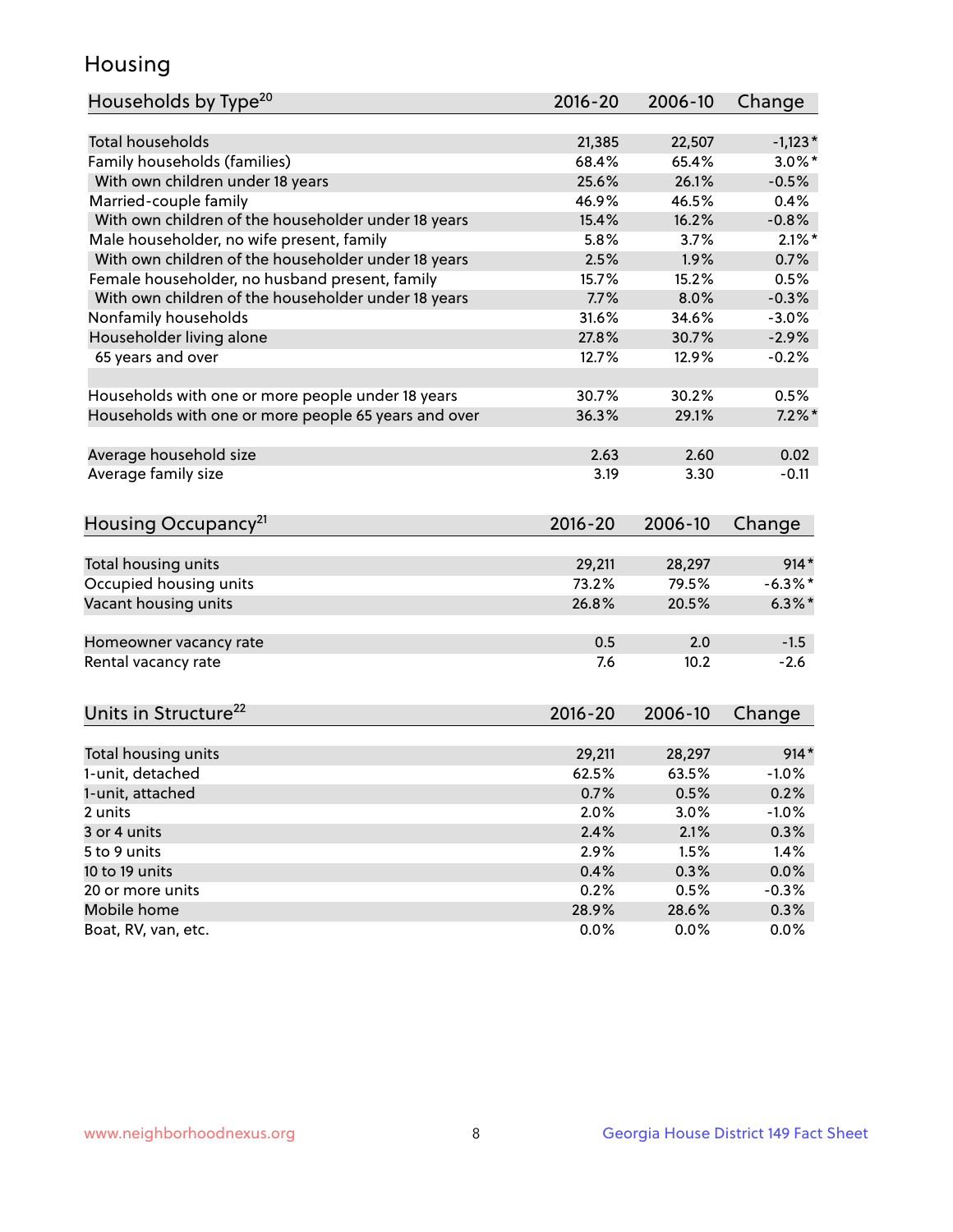# Housing

| Households by Type[20] | 2016-20 | 2006-10 | Change |
|---|---|---|---|
| Total households | 21,385 | 22,507 | -1,123* |
| Family households (families) | 68.4% | 65.4% | 3.0%* |
| With own children under 18 years | 25.6% | 26.1% | -0.5% |
| Married-couple family | 46.9% | 46.5% | 0.4% |
| With own children of the householder under 18 years | 15.4% | 16.2% | -0.8% |
| Male householder, no wife present, family | 5.8% | 3.7% | 2.1%* |
| With own children of the householder under 18 years | 2.5% | 1.9% | 0.7% |
| Female householder, no husband present, family | 15.7% | 15.2% | 0.5% |
| With own children of the householder under 18 years | 7.7% | 8.0% | -0.3% |
| Nonfamily households | 31.6% | 34.6% | -3.0% |
| Householder living alone | 27.8% | 30.7% | -2.9% |
| 65 years and over | 12.7% | 12.9% | -0.2% |
| | | | |
| Households with one or more people under 18 years | 30.7% | 30.2% | 0.5% |
| Households with one or more people 65 years and over | 36.3% | 29.1% | 7.2%* |
| | | | |
| Average household size | 2.63 | 2.60 | 0.02 |
| Average family size | 3.19 | 3.30 | -0.11 |

| Housing Occupancy[21] | 2016-20 | 2006-10 | Change |
|---|---|---|---|
| Total housing units | 29,211 | 28,297 | 914* |
| Occupied housing units | 73.2% | 79.5% | -6.3%* |
| Vacant housing units | 26.8% | 20.5% | 6.3%* |
| | | | |
| Homeowner vacancy rate | 0.5 | 2.0 | -1.5 |
| Rental vacancy rate | 7.6 | 10.2 | -2.6 |

| Units in Structure[22] | 2016-20 | 2006-10 | Change |
|---|---|---|---|
| Total housing units | 29,211 | 28,297 | 914* |
| 1-unit, detached | 62.5% | 63.5% | -1.0% |
| 1-unit, attached | 0.7% | 0.5% | 0.2% |
| 2 units | 2.0% | 3.0% | -1.0% |
| 3 or 4 units | 2.4% | 2.1% | 0.3% |
| 5 to 9 units | 2.9% | 1.5% | 1.4% |
| 10 to 19 units | 0.4% | 0.3% | 0.0% |
| 20 or more units | 0.2% | 0.5% | -0.3% |
| Mobile home | 28.9% | 28.6% | 0.3% |
| Boat, RV, van, etc. | 0.0% | 0.0% | 0.0% |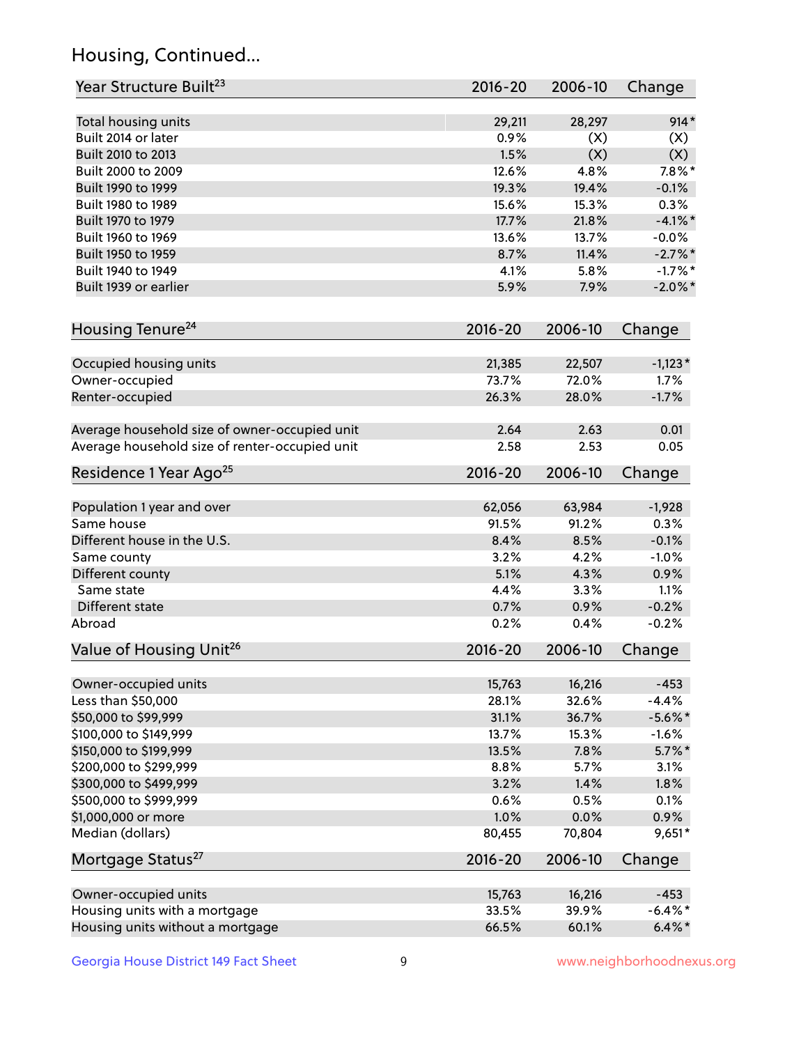## Housing, Continued...

| Year Structure Built[23] | 2016-20 | 2006-10 | Change |
| --- | --- | --- | --- |
| Total housing units | 29,211 | 28,297 | 914* |
| Built 2014 or later | 0.9% | (X) | (X) |
| Built 2010 to 2013 | 1.5% | (X) | (X) |
| Built 2000 to 2009 | 12.6% | 4.8% | 7.8%* |
| Built 1990 to 1999 | 19.3% | 19.4% | -0.1% |
| Built 1980 to 1989 | 15.6% | 15.3% | 0.3% |
| Built 1970 to 1979 | 17.7% | 21.8% | -4.1%* |
| Built 1960 to 1969 | 13.6% | 13.7% | -0.0% |
| Built 1950 to 1959 | 8.7% | 11.4% | -2.7%* |
| Built 1940 to 1949 | 4.1% | 5.8% | -1.7%* |
| Built 1939 or earlier | 5.9% | 7.9% | -2.0%* |

| Housing Tenure[24] | 2016-20 | 2006-10 | Change |
| --- | --- | --- | --- |
| Occupied housing units | 21,385 | 22,507 | -1,123* |
| Owner-occupied | 73.7% | 72.0% | 1.7% |
| Renter-occupied | 26.3% | 28.0% | -1.7% |
| Average household size of owner-occupied unit | 2.64 | 2.63 | 0.01 |
| Average household size of renter-occupied unit | 2.58 | 2.53 | 0.05 |

| Residence 1 Year Ago[25] | 2016-20 | 2006-10 | Change |
| --- | --- | --- | --- |
| Population 1 year and over | 62,056 | 63,984 | -1,928 |
| Same house | 91.5% | 91.2% | 0.3% |
| Different house in the U.S. | 8.4% | 8.5% | -0.1% |
| Same county | 3.2% | 4.2% | -1.0% |
| Different county | 5.1% | 4.3% | 0.9% |
| Same state | 4.4% | 3.3% | 1.1% |
| Different state | 0.7% | 0.9% | -0.2% |
| Abroad | 0.2% | 0.4% | -0.2% |

| Value of Housing Unit[26] | 2016-20 | 2006-10 | Change |
| --- | --- | --- | --- |
| Owner-occupied units | 15,763 | 16,216 | -453 |
| Less than $50,000 | 28.1% | 32.6% | -4.4% |
| $50,000 to $99,999 | 31.1% | 36.7% | -5.6%* |
| $100,000 to $149,999 | 13.7% | 15.3% | -1.6% |
| $150,000 to $199,999 | 13.5% | 7.8% | 5.7%* |
| $200,000 to $299,999 | 8.8% | 5.7% | 3.1% |
| $300,000 to $499,999 | 3.2% | 1.4% | 1.8% |
| $500,000 to $999,999 | 0.6% | 0.5% | 0.1% |
| $1,000,000 or more | 1.0% | 0.0% | 0.9% |
| Median (dollars) | 80,455 | 70,804 | 9,651* |

| Mortgage Status[27] | 2016-20 | 2006-10 | Change |
| --- | --- | --- | --- |
| Owner-occupied units | 15,763 | 16,216 | -453 |
| Housing units with a mortgage | 33.5% | 39.9% | -6.4%* |
| Housing units without a mortgage | 66.5% | 60.1% | 6.4%* |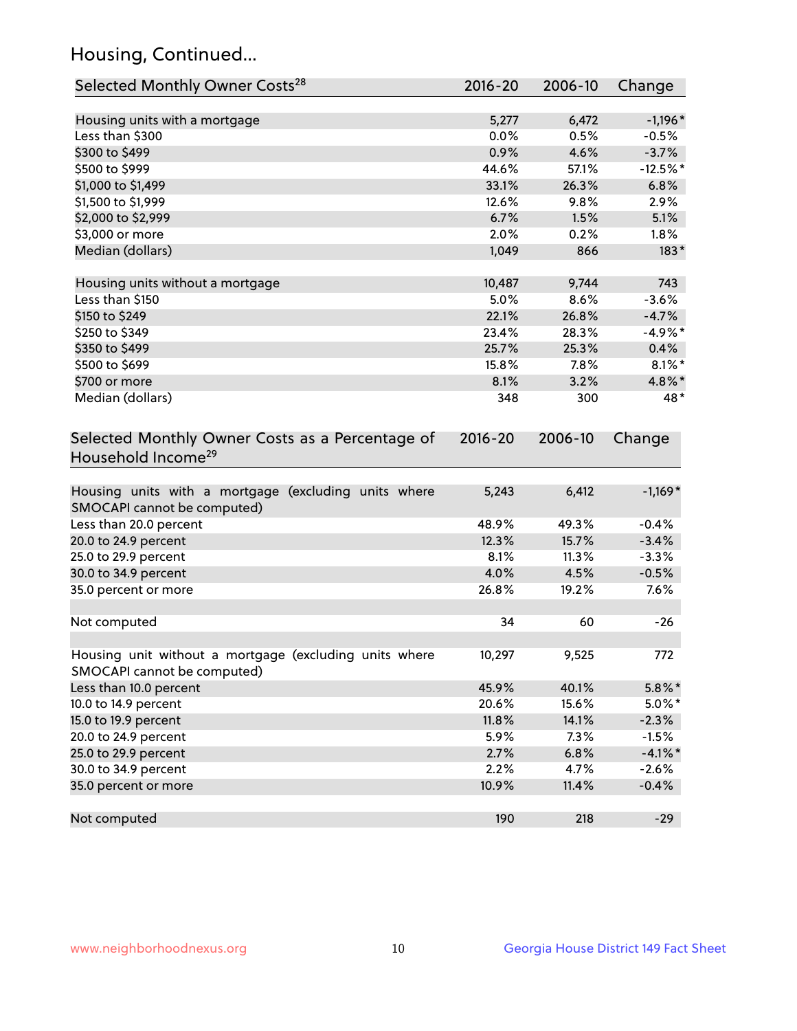## Housing, Continued...

| Selected Monthly Owner Costs[28] | 2016-20 | 2006-10 | Change |
|---|---|---|---|
| Housing units with a mortgage | 5,277 | 6,472 | -1,196* |
| Less than $300 | 0.0% | 0.5% | -0.5% |
| $300 to $499 | 0.9% | 4.6% | -3.7% |
| $500 to $999 | 44.6% | 57.1% | -12.5%* |
| $1,000 to $1,499 | 33.1% | 26.3% | 6.8% |
| $1,500 to $1,999 | 12.6% | 9.8% | 2.9% |
| $2,000 to $2,999 | 6.7% | 1.5% | 5.1% |
| $3,000 or more | 2.0% | 0.2% | 1.8% |
| Median (dollars) | 1,049 | 866 | 183* |
| | | | |
| Housing units without a mortgage | 10,487 | 9,744 | 743 |
| Less than $150 | 5.0% | 8.6% | -3.6% |
| $150 to $249 | 22.1% | 26.8% | -4.7% |
| $250 to $349 | 23.4% | 28.3% | -4.9%* |
| $350 to $499 | 25.7% | 25.3% | 0.4% |
| $500 to $699 | 15.8% | 7.8% | 8.1%* |
| $700 or more | 8.1% | 3.2% | 4.8%* |
| Median (dollars) | 348 | 300 | 48* |

| Selected Monthly Owner Costs as a Percentage of Household Income[29] | 2016-20 | 2006-10 | Change |
|---|---|---|---|
| Housing units with a mortgage (excluding units where SMOCAPI cannot be computed) | 5,243 | 6,412 | -1,169* |
| Less than 20.0 percent | 48.9% | 49.3% | -0.4% |
| 20.0 to 24.9 percent | 12.3% | 15.7% | -3.4% |
| 25.0 to 29.9 percent | 8.1% | 11.3% | -3.3% |
| 30.0 to 34.9 percent | 4.0% | 4.5% | -0.5% |
| 35.0 percent or more | 26.8% | 19.2% | 7.6% |
| | | | |
| Not computed | 34 | 60 | -26 |
| | | | |
| Housing unit without a mortgage (excluding units where SMOCAPI cannot be computed) | 10,297 | 9,525 | 772 |
| Less than 10.0 percent | 45.9% | 40.1% | 5.8%* |
| 10.0 to 14.9 percent | 20.6% | 15.6% | 5.0%* |
| 15.0 to 19.9 percent | 11.8% | 14.1% | -2.3% |
| 20.0 to 24.9 percent | 5.9% | 7.3% | -1.5% |
| 25.0 to 29.9 percent | 2.7% | 6.8% | -4.1%* |
| 30.0 to 34.9 percent | 2.2% | 4.7% | -2.6% |
| 35.0 percent or more | 10.9% | 11.4% | -0.4% |
| | | | |
| Not computed | 190 | 218 | -29 |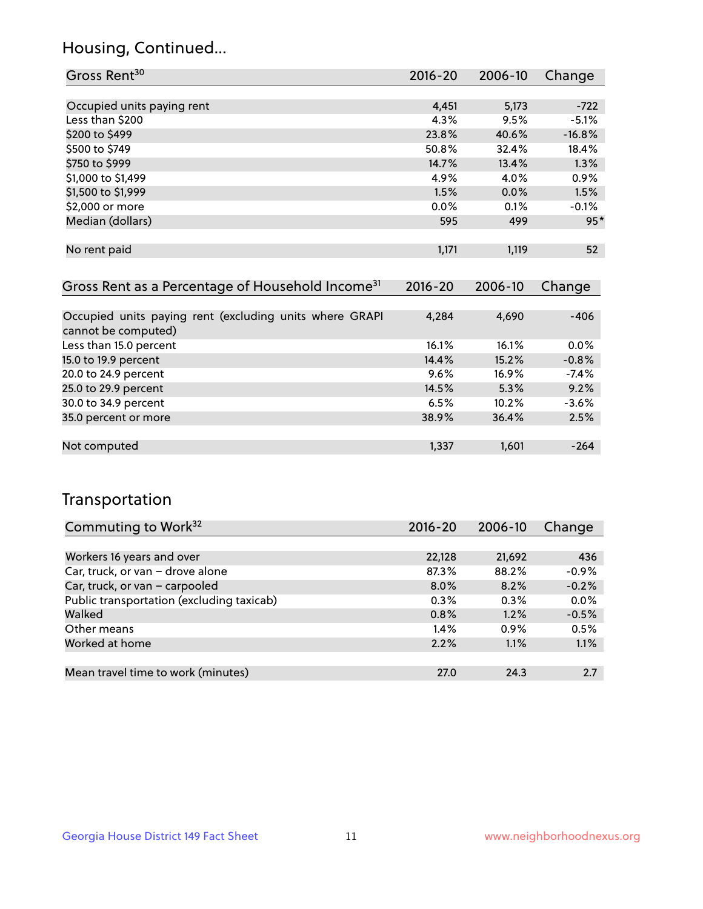## Housing, Continued...

| Gross Rent[30] | 2016-20 | 2006-10 | Change |
|---|---|---|---|
| Occupied units paying rent | 4,451 | 5,173 | -722 |
| Less than $200 | 4.3% | 9.5% | -5.1% |
| $200 to $499 | 23.8% | 40.6% | -16.8% |
| $500 to $749 | 50.8% | 32.4% | 18.4% |
| $750 to $999 | 14.7% | 13.4% | 1.3% |
| $1,000 to $1,499 | 4.9% | 4.0% | 0.9% |
| $1,500 to $1,999 | 1.5% | 0.0% | 1.5% |
| $2,000 or more | 0.0% | 0.1% | -0.1% |
| Median (dollars) | 595 | 499 | 95* |
| No rent paid | 1,171 | 1,119 | 52 |

| Gross Rent as a Percentage of Household Income[31] | 2016-20 | 2006-10 | Change |
|---|---|---|---|
| Occupied units paying rent (excluding units where GRAPI cannot be computed) | 4,284 | 4,690 | -406 |
| Less than 15.0 percent | 16.1% | 16.1% | 0.0% |
| 15.0 to 19.9 percent | 14.4% | 15.2% | -0.8% |
| 20.0 to 24.9 percent | 9.6% | 16.9% | -7.4% |
| 25.0 to 29.9 percent | 14.5% | 5.3% | 9.2% |
| 30.0 to 34.9 percent | 6.5% | 10.2% | -3.6% |
| 35.0 percent or more | 38.9% | 36.4% | 2.5% |
| Not computed | 1,337 | 1,601 | -264 |

## Transportation

| Commuting to Work[32] | 2016-20 | 2006-10 | Change |
|---|---|---|---|
| Workers 16 years and over | 22,128 | 21,692 | 436 |
| Car, truck, or van – drove alone | 87.3% | 88.2% | -0.9% |
| Car, truck, or van – carpooled | 8.0% | 8.2% | -0.2% |
| Public transportation (excluding taxicab) | 0.3% | 0.3% | 0.0% |
| Walked | 0.8% | 1.2% | -0.5% |
| Other means | 1.4% | 0.9% | 0.5% |
| Worked at home | 2.2% | 1.1% | 1.1% |
| Mean travel time to work (minutes) | 27.0 | 24.3 | 2.7 |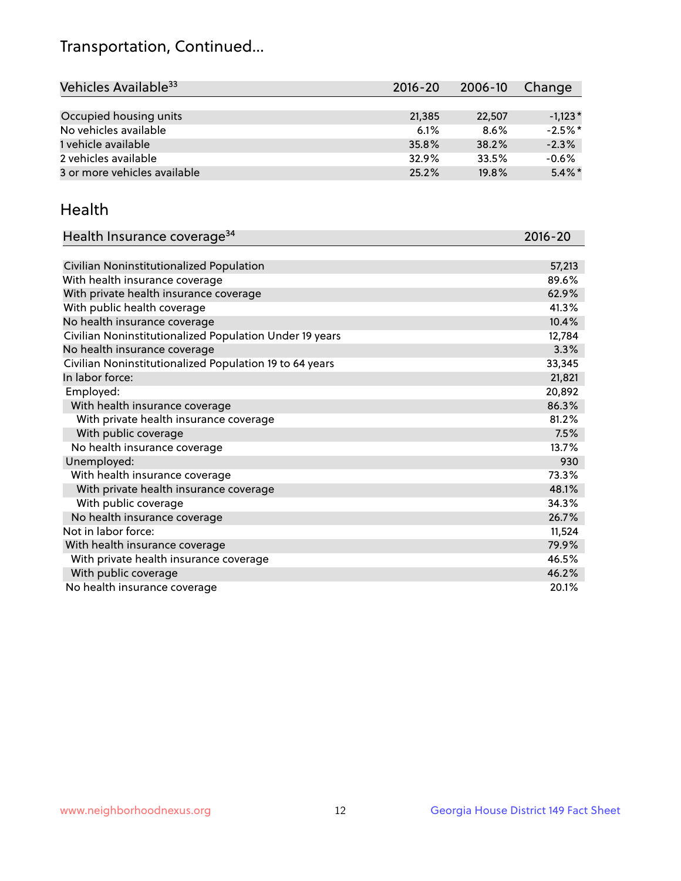## Transportation, Continued...

| Vehicles Available[33] | 2016-20 | 2006-10 | Change |
|---|---|---|---|
| Occupied housing units | 21,385 | 22,507 | -1,123* |
| No vehicles available | 6.1% | 8.6% | -2.5%* |
| 1 vehicle available | 35.8% | 38.2% | -2.3% |
| 2 vehicles available | 32.9% | 33.5% | -0.6% |
| 3 or more vehicles available | 25.2% | 19.8% | 5.4%* |

## Health

| Health Insurance coverage[34] | 2016-20 |
|---|---|
| Civilian Noninstitutionalized Population | 57,213 |
| With health insurance coverage | 89.6% |
| With private health insurance coverage | 62.9% |
| With public health coverage | 41.3% |
| No health insurance coverage | 10.4% |
| Civilian Noninstitutionalized Population Under 19 years | 12,784 |
| No health insurance coverage | 3.3% |
| Civilian Noninstitutionalized Population 19 to 64 years | 33,345 |
| In labor force: | 21,821 |
| Employed: | 20,892 |
| With health insurance coverage | 86.3% |
| With private health insurance coverage | 81.2% |
| With public coverage | 7.5% |
| No health insurance coverage | 13.7% |
| Unemployed: | 930 |
| With health insurance coverage | 73.3% |
| With private health insurance coverage | 48.1% |
| With public coverage | 34.3% |
| No health insurance coverage | 26.7% |
| Not in labor force: | 11,524 |
| With health insurance coverage | 79.9% |
| With private health insurance coverage | 46.5% |
| With public coverage | 46.2% |
| No health insurance coverage | 20.1% |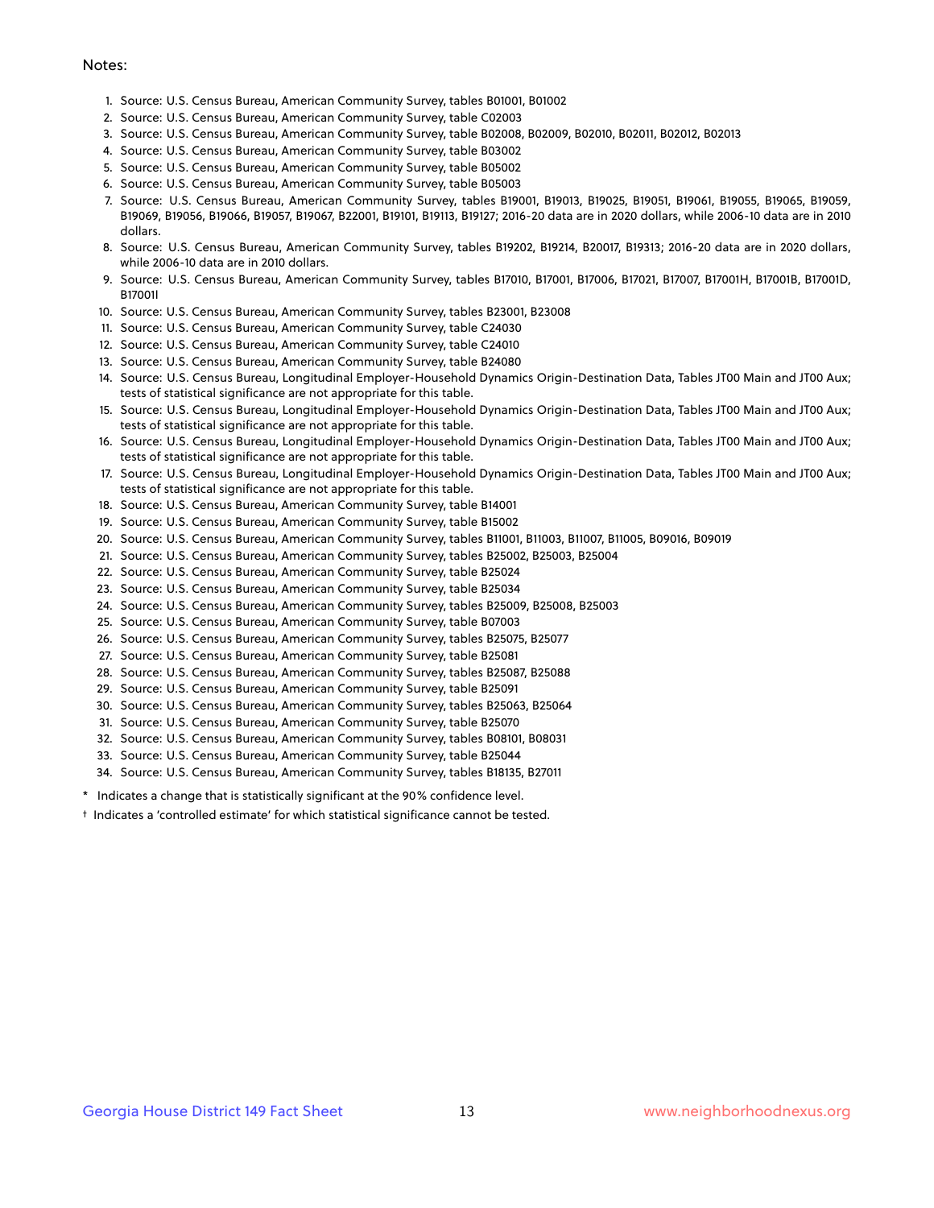Notes:

1. Source: U.S. Census Bureau, American Community Survey, tables B01001, B01002
2. Source: U.S. Census Bureau, American Community Survey, table C02003
3. Source: U.S. Census Bureau, American Community Survey, table B02008, B02009, B02010, B02011, B02012, B02013
4. Source: U.S. Census Bureau, American Community Survey, table B03002
5. Source: U.S. Census Bureau, American Community Survey, table B05002
6. Source: U.S. Census Bureau, American Community Survey, table B05003
7. Source: U.S. Census Bureau, American Community Survey, tables B19001, B19013, B19025, B19051, B19061, B19055, B19065, B19059, B19069, B19056, B19066, B19057, B19067, B22001, B19101, B19113, B19127; 2016-20 data are in 2020 dollars, while 2006-10 data are in 2010 dollars.
8. Source: U.S. Census Bureau, American Community Survey, tables B19202, B19214, B20017, B19313; 2016-20 data are in 2020 dollars, while 2006-10 data are in 2010 dollars.
9. Source: U.S. Census Bureau, American Community Survey, tables B17010, B17001, B17006, B17021, B17007, B17001H, B17001B, B17001D, B17001I
10. Source: U.S. Census Bureau, American Community Survey, tables B23001, B23008
11. Source: U.S. Census Bureau, American Community Survey, table C24030
12. Source: U.S. Census Bureau, American Community Survey, table C24010
13. Source: U.S. Census Bureau, American Community Survey, table B24080
14. Source: U.S. Census Bureau, Longitudinal Employer-Household Dynamics Origin-Destination Data, Tables JT00 Main and JT00 Aux; tests of statistical significance are not appropriate for this table.
15. Source: U.S. Census Bureau, Longitudinal Employer-Household Dynamics Origin-Destination Data, Tables JT00 Main and JT00 Aux; tests of statistical significance are not appropriate for this table.
16. Source: U.S. Census Bureau, Longitudinal Employer-Household Dynamics Origin-Destination Data, Tables JT00 Main and JT00 Aux; tests of statistical significance are not appropriate for this table.
17. Source: U.S. Census Bureau, Longitudinal Employer-Household Dynamics Origin-Destination Data, Tables JT00 Main and JT00 Aux; tests of statistical significance are not appropriate for this table.
18. Source: U.S. Census Bureau, American Community Survey, table B14001
19. Source: U.S. Census Bureau, American Community Survey, table B15002
20. Source: U.S. Census Bureau, American Community Survey, tables B11001, B11003, B11007, B11005, B09016, B09019
21. Source: U.S. Census Bureau, American Community Survey, tables B25002, B25003, B25004
22. Source: U.S. Census Bureau, American Community Survey, table B25024
23. Source: U.S. Census Bureau, American Community Survey, table B25034
24. Source: U.S. Census Bureau, American Community Survey, tables B25009, B25008, B25003
25. Source: U.S. Census Bureau, American Community Survey, table B07003
26. Source: U.S. Census Bureau, American Community Survey, tables B25075, B25077
27. Source: U.S. Census Bureau, American Community Survey, table B25081
28. Source: U.S. Census Bureau, American Community Survey, tables B25087, B25088
29. Source: U.S. Census Bureau, American Community Survey, table B25091
30. Source: U.S. Census Bureau, American Community Survey, tables B25063, B25064
31. Source: U.S. Census Bureau, American Community Survey, table B25070
32. Source: U.S. Census Bureau, American Community Survey, tables B08101, B08031
33. Source: U.S. Census Bureau, American Community Survey, table B25044
34. Source: U.S. Census Bureau, American Community Survey, tables B18135, B27011

\* Indicates a change that is statistically significant at the 90% confidence level.

† Indicates a 'controlled estimate' for which statistical significance cannot be tested.